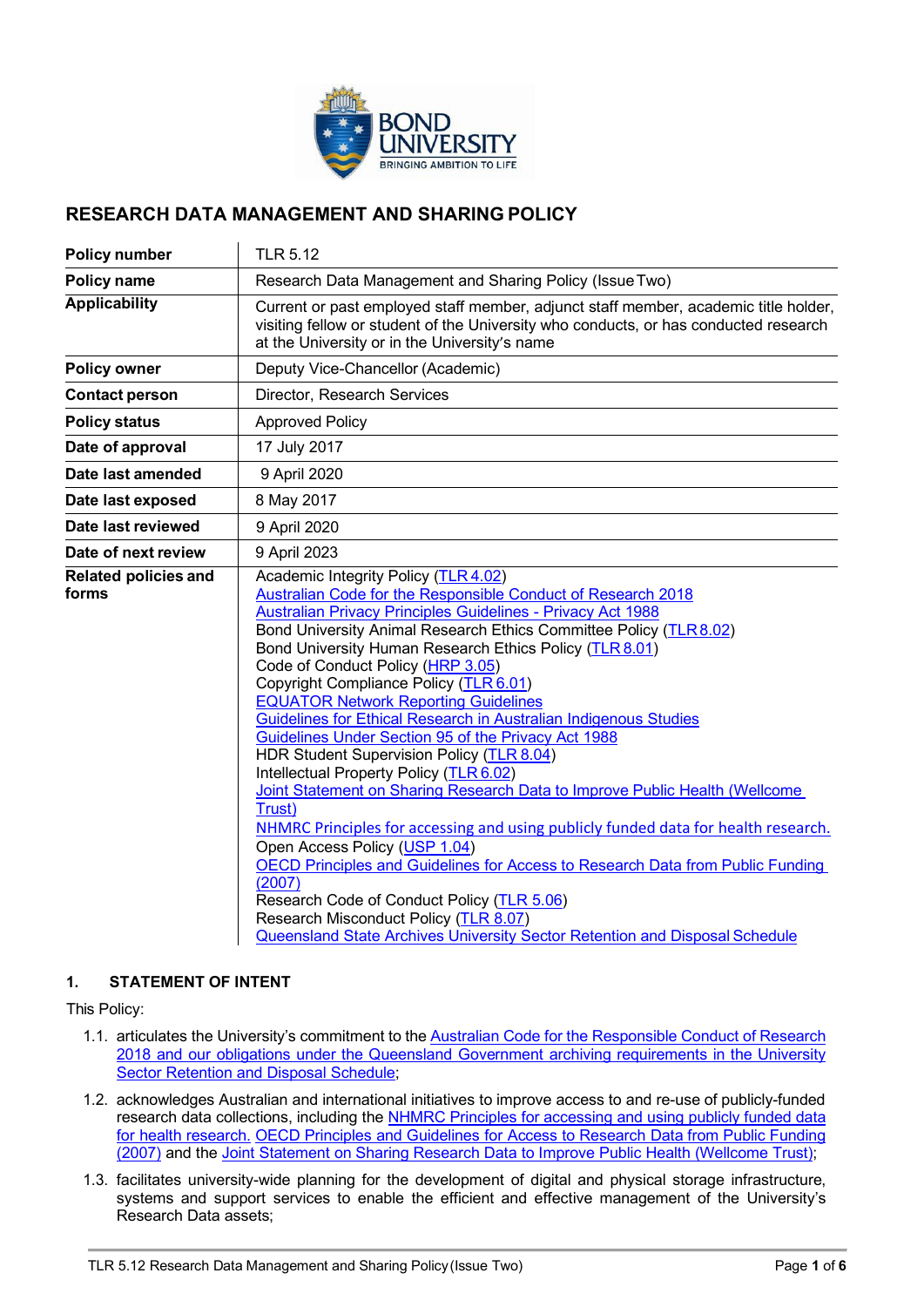## RESEARCH DATA MANAGEMENT AND SHARING POLICY

| | |
|---|---|
| **Policy number** | TLR 5.12 |
| **Policy name** | Research Data Management and Sharing Policy (Issue Two) |
| **Applicability** | Current or past employed staff member, adjunct staff member, academic title holder, visiting fellow or student of the University who conducts, or has conducted research at the University or in the University's name |
| **Policy owner** | Deputy Vice-Chancellor (Academic) |
| **Contact person** | Director, Research Services |
| **Policy status** | Approved Policy |
| **Date of approval** | 17 July 2017 |
| **Date last amended** | 9 April 2020 |
| **Date last exposed** | 8 May 2017 |
| **Date last reviewed** | 9 April 2020 |
| **Date of next review** | 9 April 2023 |
| **Related policies and forms** | Academic Integrity Policy (TLR 4.02)<br>Australian Code for the Responsible Conduct of Research 2018<br>Australian Privacy Principles Guidelines - Privacy Act 1988<br>Bond University Animal Research Ethics Committee Policy (TLR 8.02)<br>Bond University Human Research Ethics Policy (TLR 8.01)<br>Code of Conduct Policy (HRP 3.05)<br>Copyright Compliance Policy (TLR 6.01)<br>EQUATOR Network Reporting Guidelines<br>Guidelines for Ethical Research in Australian Indigenous Studies<br>Guidelines Under Section 95 of the Privacy Act 1988<br>HDR Student Supervision Policy (TLR 8.04)<br>Intellectual Property Policy (TLR 6.02)<br>Joint Statement on Sharing Research Data to Improve Public Health (Wellcome Trust)<br>NHMRC Principles for accessing and using publicly funded data for health research.<br>Open Access Policy (USP 1.04)<br>OECD Principles and Guidelines for Access to Research Data from Public Funding (2007)<br>Research Code of Conduct Policy (TLR 5.06)<br>Research Misconduct Policy (TLR 8.07)<br>Queensland State Archives University Sector Retention and Disposal Schedule |

### 1. STATEMENT OF INTENT

This Policy:

1.1. articulates the University's commitment to the Australian Code for the Responsible Conduct of Research 2018 and our obligations under the Queensland Government archiving requirements in the University Sector Retention and Disposal Schedule;

1.2. acknowledges Australian and international initiatives to improve access to and re-use of publicly-funded research data collections, including the NHMRC Principles for accessing and using publicly funded data for health research. OECD Principles and Guidelines for Access to Research Data from Public Funding (2007) and the Joint Statement on Sharing Research Data to Improve Public Health (Wellcome Trust);

1.3. facilitates university-wide planning for the development of digital and physical storage infrastructure, systems and support services to enable the efficient and effective management of the University's Research Data assets;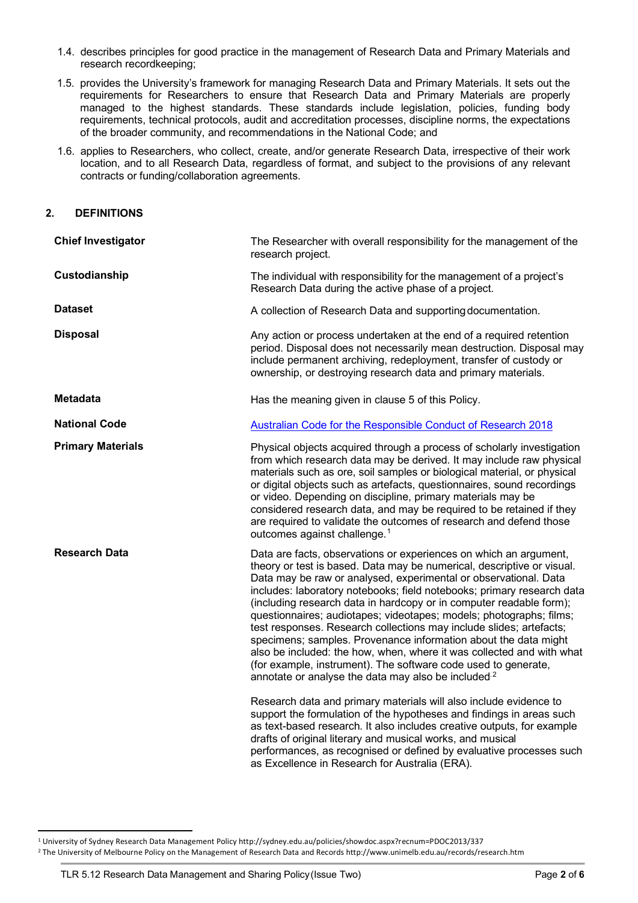1.4. describes principles for good practice in the management of Research Data and Primary Materials and research recordkeeping;

1.5. provides the University's framework for managing Research Data and Primary Materials. It sets out the requirements for Researchers to ensure that Research Data and Primary Materials are properly managed to the highest standards. These standards include legislation, policies, funding body requirements, technical protocols, audit and accreditation processes, discipline norms, the expectations of the broader community, and recommendations in the National Code; and

1.6. applies to Researchers, who collect, create, and/or generate Research Data, irrespective of their work location, and to all Research Data, regardless of format, and subject to the provisions of any relevant contracts or funding/collaboration agreements.

## 2. DEFINITIONS

| Term | Definition |
|---|---|
| **Chief Investigator** | The Researcher with overall responsibility for the management of the research project. |
| **Custodianship** | The individual with responsibility for the management of a project's Research Data during the active phase of a project. |
| **Dataset** | A collection of Research Data and supporting documentation. |
| **Disposal** | Any action or process undertaken at the end of a required retention period. Disposal does not necessarily mean destruction. Disposal may include permanent archiving, redeployment, transfer of custody or ownership, or destroying research data and primary materials. |
| **Metadata** | Has the meaning given in clause 5 of this Policy. |
| **National Code** | Australian Code for the Responsible Conduct of Research 2018 |
| **Primary Materials** | Physical objects acquired through a process of scholarly investigation from which research data may be derived. It may include raw physical materials such as ore, soil samples or biological material, or physical or digital objects such as artefacts, questionnaires, sound recordings or video. Depending on discipline, primary materials may be considered research data, and may be required to be retained if they are required to validate the outcomes of research and defend those outcomes against challenge.[1] |
| **Research Data** | Data are facts, observations or experiences on which an argument, theory or test is based. Data may be numerical, descriptive or visual. Data may be raw or analysed, experimental or observational. Data includes: laboratory notebooks; field notebooks; primary research data (including research data in hardcopy or in computer readable form); questionnaires; audiotapes; videotapes; models; photographs; films; test responses. Research collections may include slides; artefacts; specimens; samples. Provenance information about the data might also be included: the how, when, where it was collected and with what (for example, instrument). The software code used to generate, annotate or analyse the data may also be included.[2]<br><br>Research data and primary materials will also include evidence to support the formulation of the hypotheses and findings in areas such as text-based research. It also includes creative outputs, for example drafts of original literary and musical works, and musical performances, as recognised or defined by evaluative processes such as Excellence in Research for Australia (ERA). |

[1] University of Sydney Research Data Management Policy http://sydney.edu.au/policies/showdoc.aspx?recnum=PDOC2013/337

[2] The University of Melbourne Policy on the Management of Research Data and Records http://www.unimelb.edu.au/records/research.htm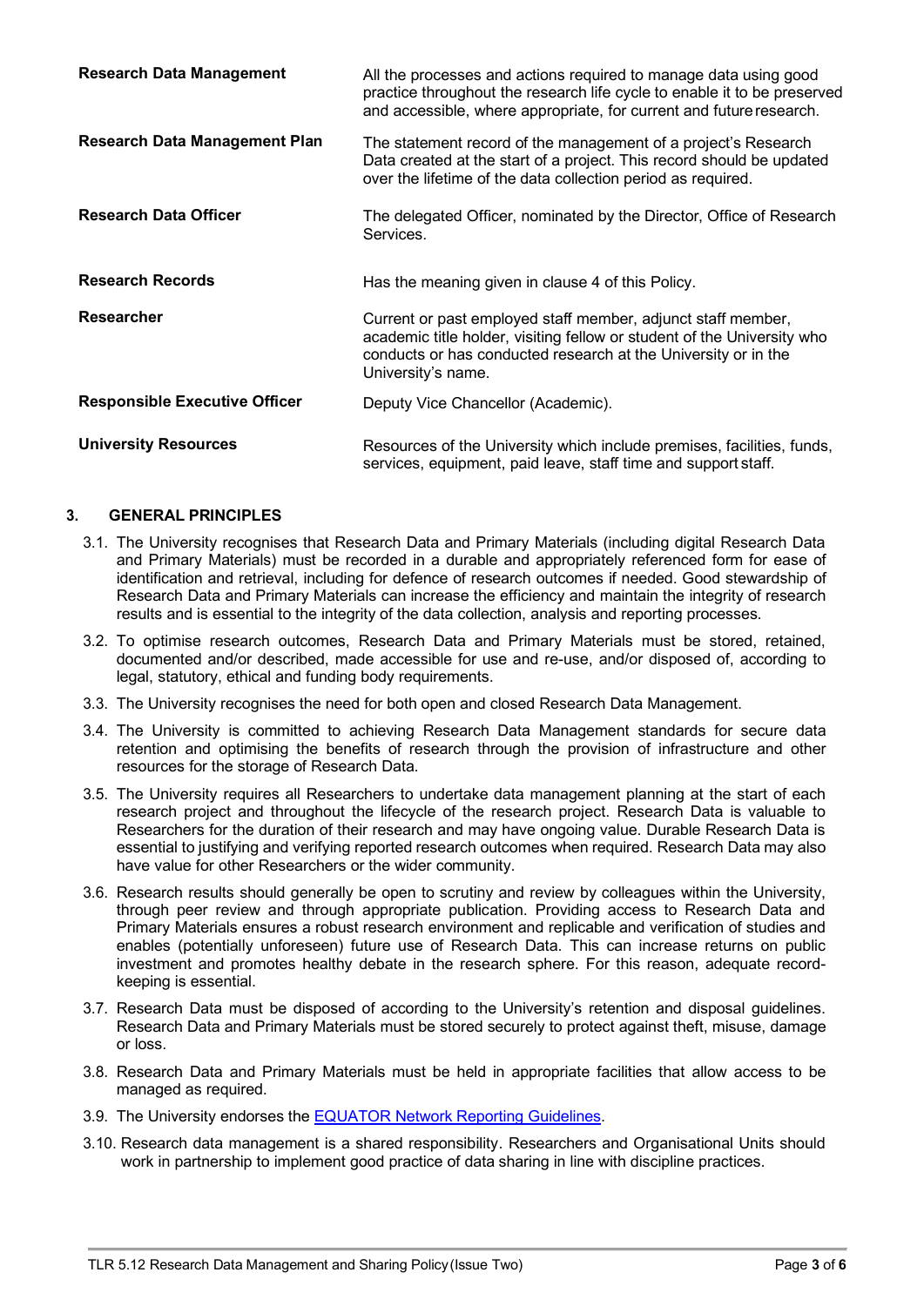| | |
|---|---|
| **Research Data Management** | All the processes and actions required to manage data using good practice throughout the research life cycle to enable it to be preserved and accessible, where appropriate, for current and future research. |
| **Research Data Management Plan** | The statement record of the management of a project's Research Data created at the start of a project. This record should be updated over the lifetime of the data collection period as required. |
| **Research Data Officer** | The delegated Officer, nominated by the Director, Office of Research Services. |
| **Research Records** | Has the meaning given in clause 4 of this Policy. |
| **Researcher** | Current or past employed staff member, adjunct staff member, academic title holder, visiting fellow or student of the University who conducts or has conducted research at the University or in the University's name. |
| **Responsible Executive Officer** | Deputy Vice Chancellor (Academic). |
| **University Resources** | Resources of the University which include premises, facilities, funds, services, equipment, paid leave, staff time and support staff. |

## 3. GENERAL PRINCIPLES

3.1. The University recognises that Research Data and Primary Materials (including digital Research Data and Primary Materials) must be recorded in a durable and appropriately referenced form for ease of identification and retrieval, including for defence of research outcomes if needed. Good stewardship of Research Data and Primary Materials can increase the efficiency and maintain the integrity of research results and is essential to the integrity of the data collection, analysis and reporting processes.

3.2. To optimise research outcomes, Research Data and Primary Materials must be stored, retained, documented and/or described, made accessible for use and re-use, and/or disposed of, according to legal, statutory, ethical and funding body requirements.

3.3. The University recognises the need for both open and closed Research Data Management.

3.4. The University is committed to achieving Research Data Management standards for secure data retention and optimising the benefits of research through the provision of infrastructure and other resources for the storage of Research Data.

3.5. The University requires all Researchers to undertake data management planning at the start of each research project and throughout the lifecycle of the research project. Research Data is valuable to Researchers for the duration of their research and may have ongoing value. Durable Research Data is essential to justifying and verifying reported research outcomes when required. Research Data may also have value for other Researchers or the wider community.

3.6. Research results should generally be open to scrutiny and review by colleagues within the University, through peer review and through appropriate publication. Providing access to Research Data and Primary Materials ensures a robust research environment and replicable and verification of studies and enables (potentially unforeseen) future use of Research Data. This can increase returns on public investment and promotes healthy debate in the research sphere. For this reason, adequate record-keeping is essential.

3.7. Research Data must be disposed of according to the University's retention and disposal guidelines. Research Data and Primary Materials must be stored securely to protect against theft, misuse, damage or loss.

3.8. Research Data and Primary Materials must be held in appropriate facilities that allow access to be managed as required.

3.9. The University endorses the [EQUATOR Network Reporting Guidelines](EQUATOR Network Reporting Guidelines).

3.10. Research data management is a shared responsibility. Researchers and Organisational Units should work in partnership to implement good practice of data sharing in line with discipline practices.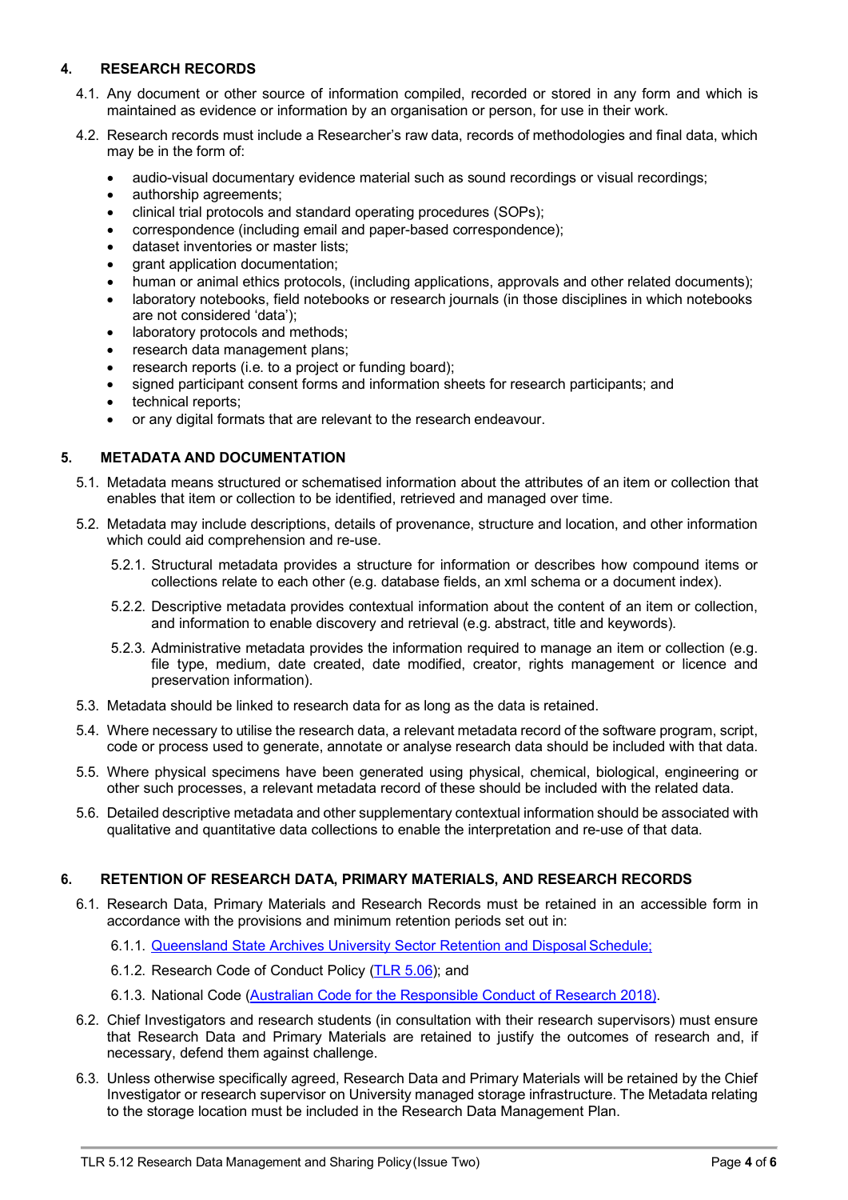## 4. RESEARCH RECORDS

4.1. Any document or other source of information compiled, recorded or stored in any form and which is maintained as evidence or information by an organisation or person, for use in their work.

4.2. Research records must include a Researcher's raw data, records of methodologies and final data, which may be in the form of:

- audio-visual documentary evidence material such as sound recordings or visual recordings;
- authorship agreements;
- clinical trial protocols and standard operating procedures (SOPs);
- correspondence (including email and paper-based correspondence);
- dataset inventories or master lists;
- grant application documentation;
- human or animal ethics protocols, (including applications, approvals and other related documents);
- laboratory notebooks, field notebooks or research journals (in those disciplines in which notebooks are not considered 'data');
- laboratory protocols and methods;
- research data management plans;
- research reports (i.e. to a project or funding board);
- signed participant consent forms and information sheets for research participants; and
- technical reports;
- or any digital formats that are relevant to the research endeavour.

## 5. METADATA AND DOCUMENTATION

5.1. Metadata means structured or schematised information about the attributes of an item or collection that enables that item or collection to be identified, retrieved and managed over time.

5.2. Metadata may include descriptions, details of provenance, structure and location, and other information which could aid comprehension and re-use.

5.2.1. Structural metadata provides a structure for information or describes how compound items or collections relate to each other (e.g. database fields, an xml schema or a document index).

5.2.2. Descriptive metadata provides contextual information about the content of an item or collection, and information to enable discovery and retrieval (e.g. abstract, title and keywords).

5.2.3. Administrative metadata provides the information required to manage an item or collection (e.g. file type, medium, date created, date modified, creator, rights management or licence and preservation information).

5.3. Metadata should be linked to research data for as long as the data is retained.

5.4. Where necessary to utilise the research data, a relevant metadata record of the software program, script, code or process used to generate, annotate or analyse research data should be included with that data.

5.5. Where physical specimens have been generated using physical, chemical, biological, engineering or other such processes, a relevant metadata record of these should be included with the related data.

5.6. Detailed descriptive metadata and other supplementary contextual information should be associated with qualitative and quantitative data collections to enable the interpretation and re-use of that data.

## 6. RETENTION OF RESEARCH DATA, PRIMARY MATERIALS, AND RESEARCH RECORDS

6.1. Research Data, Primary Materials and Research Records must be retained in an accessible form in accordance with the provisions and minimum retention periods set out in:

6.1.1. Queensland State Archives University Sector Retention and Disposal Schedule;

6.1.2. Research Code of Conduct Policy (TLR 5.06); and

6.1.3. National Code (Australian Code for the Responsible Conduct of Research 2018).

6.2. Chief Investigators and research students (in consultation with their research supervisors) must ensure that Research Data and Primary Materials are retained to justify the outcomes of research and, if necessary, defend them against challenge.

6.3. Unless otherwise specifically agreed, Research Data and Primary Materials will be retained by the Chief Investigator or research supervisor on University managed storage infrastructure. The Metadata relating to the storage location must be included in the Research Data Management Plan.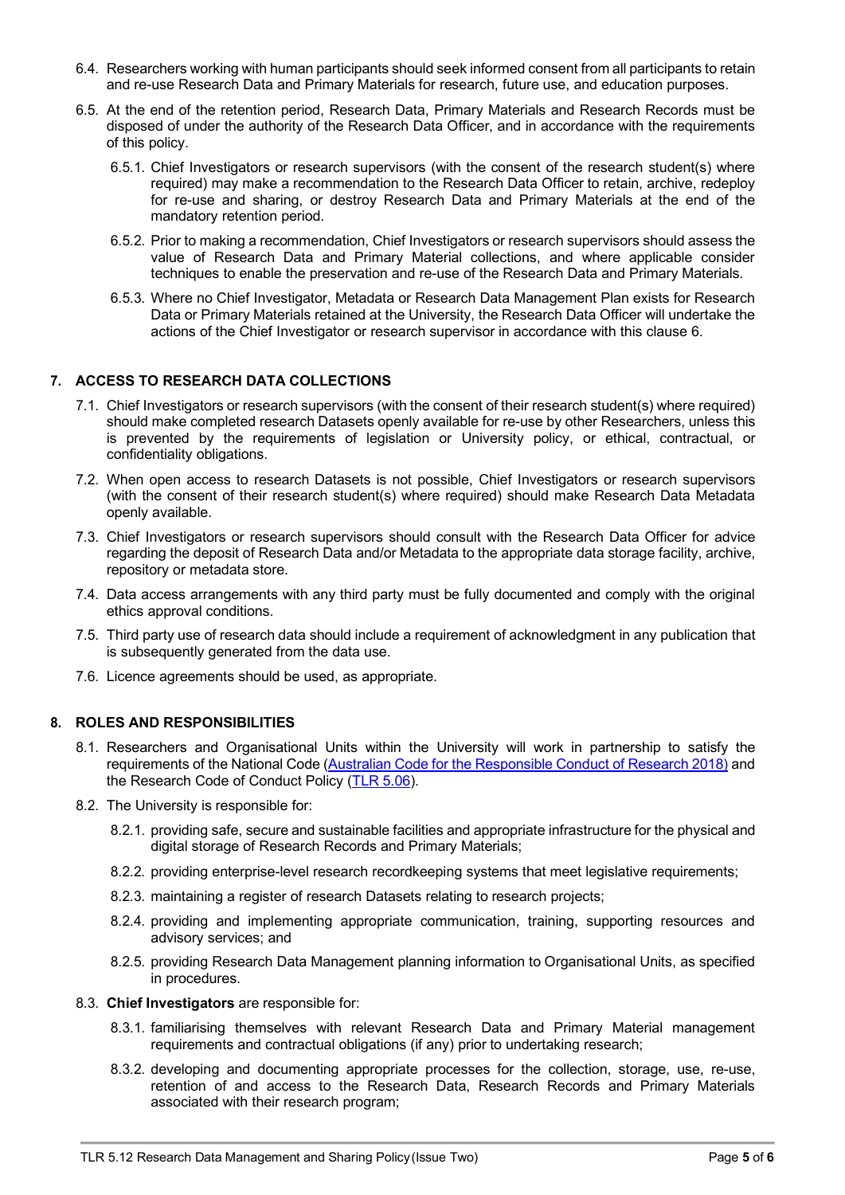6.4. Researchers working with human participants should seek informed consent from all participants to retain and re-use Research Data and Primary Materials for research, future use, and education purposes.

6.5. At the end of the retention period, Research Data, Primary Materials and Research Records must be disposed of under the authority of the Research Data Officer, and in accordance with the requirements of this policy.

6.5.1. Chief Investigators or research supervisors (with the consent of the research student(s) where required) may make a recommendation to the Research Data Officer to retain, archive, redeploy for re-use and sharing, or destroy Research Data and Primary Materials at the end of the mandatory retention period.

6.5.2. Prior to making a recommendation, Chief Investigators or research supervisors should assess the value of Research Data and Primary Material collections, and where applicable consider techniques to enable the preservation and re-use of the Research Data and Primary Materials.

6.5.3. Where no Chief Investigator, Metadata or Research Data Management Plan exists for Research Data or Primary Materials retained at the University, the Research Data Officer will undertake the actions of the Chief Investigator or research supervisor in accordance with this clause 6.

## 7. ACCESS TO RESEARCH DATA COLLECTIONS

7.1. Chief Investigators or research supervisors (with the consent of their research student(s) where required) should make completed research Datasets openly available for re-use by other Researchers, unless this is prevented by the requirements of legislation or University policy, or ethical, contractual, or confidentiality obligations.

7.2. When open access to research Datasets is not possible, Chief Investigators or research supervisors (with the consent of their research student(s) where required) should make Research Data Metadata openly available.

7.3. Chief Investigators or research supervisors should consult with the Research Data Officer for advice regarding the deposit of Research Data and/or Metadata to the appropriate data storage facility, archive, repository or metadata store.

7.4. Data access arrangements with any third party must be fully documented and comply with the original ethics approval conditions.

7.5. Third party use of research data should include a requirement of acknowledgment in any publication that is subsequently generated from the data use.

7.6. Licence agreements should be used, as appropriate.

## 8. ROLES AND RESPONSIBILITIES

8.1. Researchers and Organisational Units within the University will work in partnership to satisfy the requirements of the National Code (Australian Code for the Responsible Conduct of Research 2018) and the Research Code of Conduct Policy (TLR 5.06).

8.2. The University is responsible for:

8.2.1. providing safe, secure and sustainable facilities and appropriate infrastructure for the physical and digital storage of Research Records and Primary Materials;

8.2.2. providing enterprise-level research recordkeeping systems that meet legislative requirements;

8.2.3. maintaining a register of research Datasets relating to research projects;

8.2.4. providing and implementing appropriate communication, training, supporting resources and advisory services; and

8.2.5. providing Research Data Management planning information to Organisational Units, as specified in procedures.

8.3. **Chief Investigators** are responsible for:

8.3.1. familiarising themselves with relevant Research Data and Primary Material management requirements and contractual obligations (if any) prior to undertaking research;

8.3.2. developing and documenting appropriate processes for the collection, storage, use, re-use, retention of and access to the Research Data, Research Records and Primary Materials associated with their research program;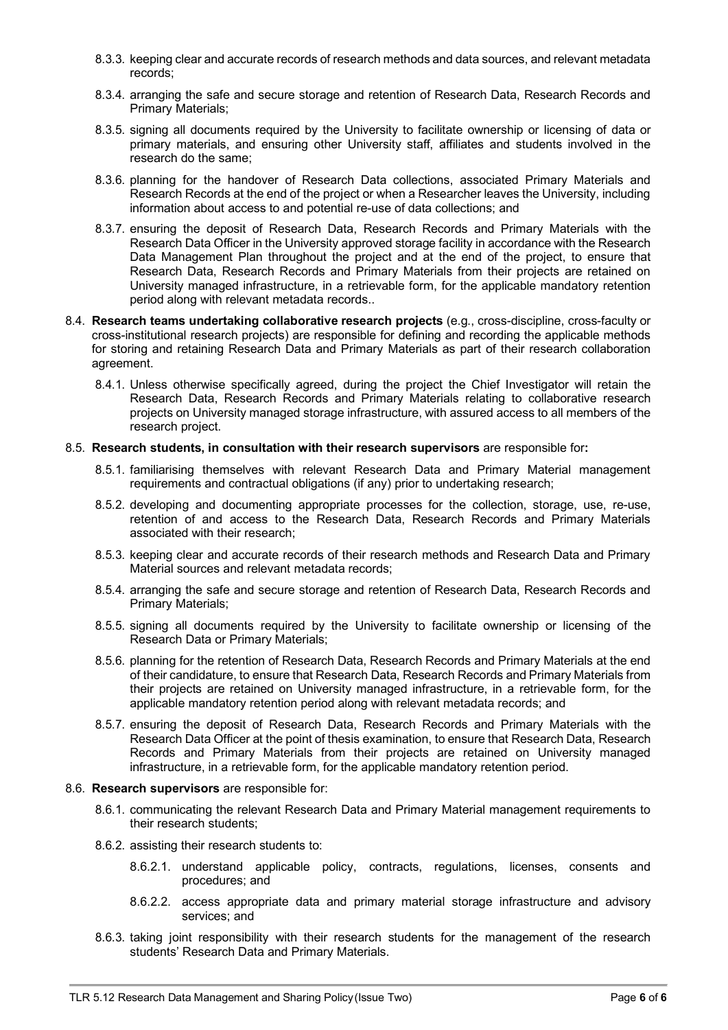8.3.3. keeping clear and accurate records of research methods and data sources, and relevant metadata records;

8.3.4. arranging the safe and secure storage and retention of Research Data, Research Records and Primary Materials;

8.3.5. signing all documents required by the University to facilitate ownership or licensing of data or primary materials, and ensuring other University staff, affiliates and students involved in the research do the same;

8.3.6. planning for the handover of Research Data collections, associated Primary Materials and Research Records at the end of the project or when a Researcher leaves the University, including information about access to and potential re-use of data collections; and

8.3.7. ensuring the deposit of Research Data, Research Records and Primary Materials with the Research Data Officer in the University approved storage facility in accordance with the Research Data Management Plan throughout the project and at the end of the project, to ensure that Research Data, Research Records and Primary Materials from their projects are retained on University managed infrastructure, in a retrievable form, for the applicable mandatory retention period along with relevant metadata records..

8.4. **Research teams undertaking collaborative research projects** (e.g., cross-discipline, cross-faculty or cross-institutional research projects) are responsible for defining and recording the applicable methods for storing and retaining Research Data and Primary Materials as part of their research collaboration agreement.

8.4.1. Unless otherwise specifically agreed, during the project the Chief Investigator will retain the Research Data, Research Records and Primary Materials relating to collaborative research projects on University managed storage infrastructure, with assured access to all members of the research project.

8.5. **Research students, in consultation with their research supervisors** are responsible for**:**

8.5.1. familiarising themselves with relevant Research Data and Primary Material management requirements and contractual obligations (if any) prior to undertaking research;

8.5.2. developing and documenting appropriate processes for the collection, storage, use, re-use, retention of and access to the Research Data, Research Records and Primary Materials associated with their research;

8.5.3. keeping clear and accurate records of their research methods and Research Data and Primary Material sources and relevant metadata records;

8.5.4. arranging the safe and secure storage and retention of Research Data, Research Records and Primary Materials;

8.5.5. signing all documents required by the University to facilitate ownership or licensing of the Research Data or Primary Materials;

8.5.6. planning for the retention of Research Data, Research Records and Primary Materials at the end of their candidature, to ensure that Research Data, Research Records and Primary Materials from their projects are retained on University managed infrastructure, in a retrievable form, for the applicable mandatory retention period along with relevant metadata records; and

8.5.7. ensuring the deposit of Research Data, Research Records and Primary Materials with the Research Data Officer at the point of thesis examination, to ensure that Research Data, Research Records and Primary Materials from their projects are retained on University managed infrastructure, in a retrievable form, for the applicable mandatory retention period.

8.6. **Research supervisors** are responsible for:

8.6.1. communicating the relevant Research Data and Primary Material management requirements to their research students;

8.6.2. assisting their research students to:

8.6.2.1. understand applicable policy, contracts, regulations, licenses, consents and procedures; and

8.6.2.2. access appropriate data and primary material storage infrastructure and advisory services; and

8.6.3. taking joint responsibility with their research students for the management of the research students' Research Data and Primary Materials.